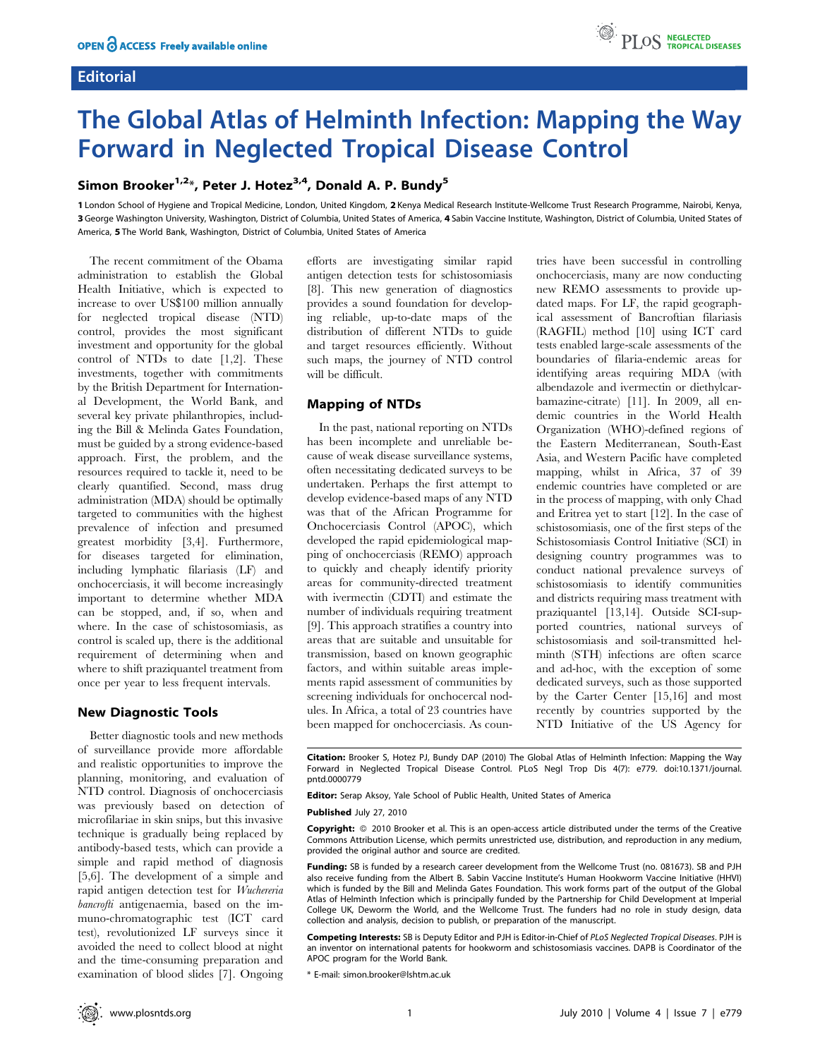Editorial

# The Global Atlas of Helminth Infection: Mapping the Way Forward in Neglected Tropical Disease Control

**Simon Brooker[1,2]*, Peter J. Hotez[3,4], Donald A. P. Bundy[5]**

1 London School of Hygiene and Tropical Medicine, London, United Kingdom, 2 Kenya Medical Research Institute-Wellcome Trust Research Programme, Nairobi, Kenya, 3 George Washington University, Washington, District of Columbia, United States of America, 4 Sabin Vaccine Institute, Washington, District of Columbia, United States of America, 5 The World Bank, Washington, District of Columbia, United States of America

The recent commitment of the Obama administration to establish the Global Health Initiative, which is expected to increase to over US$100 million annually for neglected tropical disease (NTD) control, provides the most significant investment and opportunity for the global control of NTDs to date [1,2]. These investments, together with commitments by the British Department for International Development, the World Bank, and several key private philanthropies, including the Bill & Melinda Gates Foundation, must be guided by a strong evidence-based approach. First, the problem, and the resources required to tackle it, need to be clearly quantified. Second, mass drug administration (MDA) should be optimally targeted to communities with the highest prevalence of infection and presumed greatest morbidity [3,4]. Furthermore, for diseases targeted for elimination, including lymphatic filariasis (LF) and onchocerciasis, it will become increasingly important to determine whether MDA can be stopped, and, if so, when and where. In the case of schistosomiasis, as control is scaled up, there is the additional requirement of determining when and where to shift praziquantel treatment from once per year to less frequent intervals.

## New Diagnostic Tools

Better diagnostic tools and new methods of surveillance provide more affordable and realistic opportunities to improve the planning, monitoring, and evaluation of NTD control. Diagnosis of onchocerciasis was previously based on detection of microfilariae in skin snips, but this invasive technique is gradually being replaced by antibody-based tests, which can provide a simple and rapid method of diagnosis [5,6]. The development of a simple and rapid antigen detection test for *Wuchereria bancrofti* antigenaemia, based on the immuno-chromatographic test (ICT card test), revolutionized LF surveys since it avoided the need to collect blood at night and the time-consuming preparation and examination of blood slides [7]. Ongoing efforts are investigating similar rapid antigen detection tests for schistosomiasis [8]. This new generation of diagnostics provides a sound foundation for developing reliable, up-to-date maps of the distribution of different NTDs to guide and target resources efficiently. Without such maps, the journey of NTD control will be difficult.

## Mapping of NTDs

In the past, national reporting on NTDs has been incomplete and unreliable because of weak disease surveillance systems, often necessitating dedicated surveys to be undertaken. Perhaps the first attempt to develop evidence-based maps of any NTD was that of the African Programme for Onchocerciasis Control (APOC), which developed the rapid epidemiological mapping of onchocerciasis (REMO) approach to quickly and cheaply identify priority areas for community-directed treatment with ivermectin (CDTI) and estimate the number of individuals requiring treatment [9]. This approach stratifies a country into areas that are suitable and unsuitable for transmission, based on known geographic factors, and within suitable areas implements rapid assessment of communities by screening individuals for onchocercal nodules. In Africa, a total of 23 countries have been mapped for onchocerciasis. As countries have been successful in controlling onchocerciasis, many are now conducting new REMO assessments to provide updated maps. For LF, the rapid geographical assessment of Bancroftian filariasis (RAGFIL) method [10] using ICT card tests enabled large-scale assessments of the boundaries of filaria-endemic areas for identifying areas requiring MDA (with albendazole and ivermectin or diethylcarbamazine-citrate) [11]. In 2009, all endemic countries in the World Health Organization (WHO)-defined regions of the Eastern Mediterranean, South-East Asia, and Western Pacific have completed mapping, whilst in Africa, 37 of 39 endemic countries have completed or are in the process of mapping, with only Chad and Eritrea yet to start [12]. In the case of schistosomiasis, one of the first steps of the Schistosomiasis Control Initiative (SCI) in designing country programmes was to conduct national prevalence surveys of schistosomiasis to identify communities and districts requiring mass treatment with praziquantel [13,14]. Outside SCI-supported countries, national surveys of schistosomiasis and soil-transmitted helminth (STH) infections are often scarce and ad-hoc, with the exception of some dedicated surveys, such as those supported by the Carter Center [15,16] and most recently by countries supported by the NTD Initiative of the US Agency for

**Citation:** Brooker S, Hotez PJ, Bundy DAP (2010) The Global Atlas of Helminth Infection: Mapping the Way Forward in Neglected Tropical Disease Control. PLoS Negl Trop Dis 4(7): e779. doi:10.1371/journal.pntd.0000779

**Editor:** Serap Aksoy, Yale School of Public Health, United States of America

**Published** July 27, 2010

**Copyright:** © 2010 Brooker et al. This is an open-access article distributed under the terms of the Creative Commons Attribution License, which permits unrestricted use, distribution, and reproduction in any medium, provided the original author and source are credited.

**Funding:** SB is funded by a research career development from the Wellcome Trust (no. 081673). SB and PJH also receive funding from the Albert B. Sabin Vaccine Institute's Human Hookworm Vaccine Initiative (HHVI) which is funded by the Bill and Melinda Gates Foundation. This work forms part of the output of the Global Atlas of Helminth Infection which is principally funded by the Partnership for Child Development at Imperial College UK, Deworm the World, and the Wellcome Trust. The funders had no role in study design, data collection and analysis, decision to publish, or preparation of the manuscript.

**Competing Interests:** SB is Deputy Editor and PJH is Editor-in-Chief of *PLoS Neglected Tropical Diseases*. PJH is an inventor on international patents for hookworm and schistosomiasis vaccines. DAPB is Coordinator of the APOC program for the World Bank.

* E-mail: simon.brooker@lshtm.ac.uk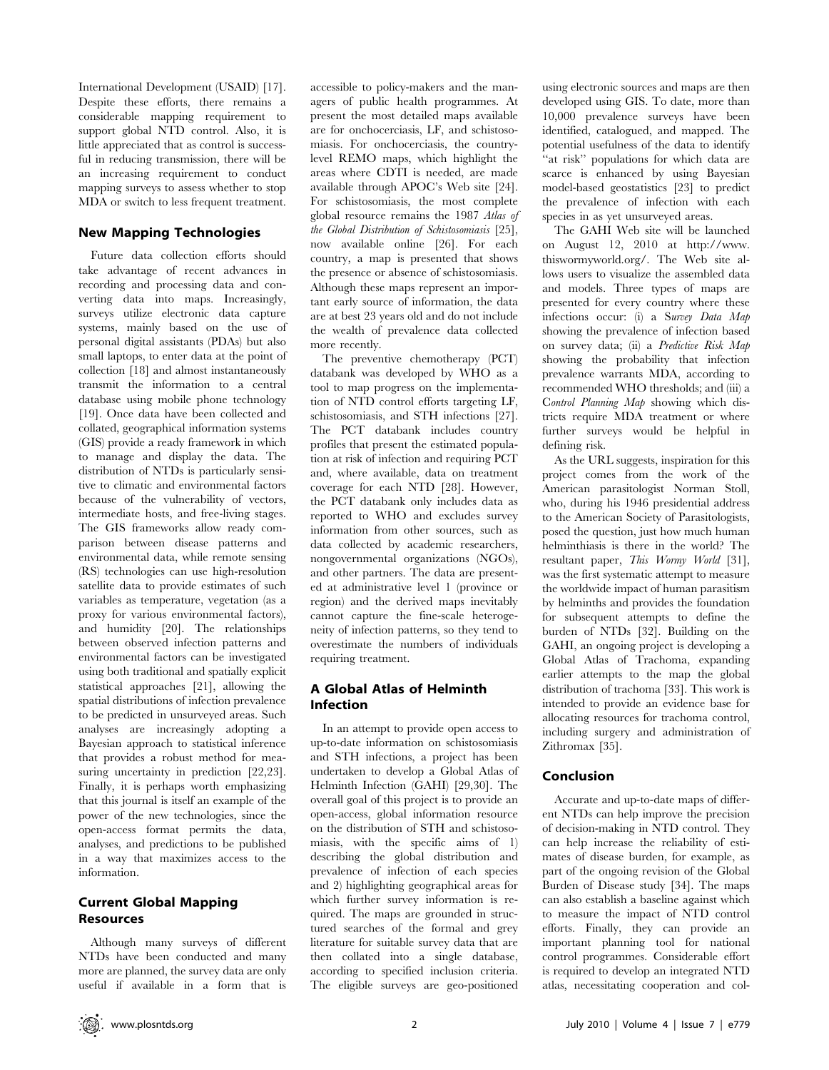International Development (USAID) [17]. Despite these efforts, there remains a considerable mapping requirement to support global NTD control. Also, it is little appreciated that as control is successful in reducing transmission, there will be an increasing requirement to conduct mapping surveys to assess whether to stop MDA or switch to less frequent treatment.

## New Mapping Technologies

Future data collection efforts should take advantage of recent advances in recording and processing data and converting data into maps. Increasingly, surveys utilize electronic data capture systems, mainly based on the use of personal digital assistants (PDAs) but also small laptops, to enter data at the point of collection [18] and almost instantaneously transmit the information to a central database using mobile phone technology [19]. Once data have been collected and collated, geographical information systems (GIS) provide a ready framework in which to manage and display the data. The distribution of NTDs is particularly sensitive to climatic and environmental factors because of the vulnerability of vectors, intermediate hosts, and free-living stages. The GIS frameworks allow ready comparison between disease patterns and environmental data, while remote sensing (RS) technologies can use high-resolution satellite data to provide estimates of such variables as temperature, vegetation (as a proxy for various environmental factors), and humidity [20]. The relationships between observed infection patterns and environmental factors can be investigated using both traditional and spatially explicit statistical approaches [21], allowing the spatial distributions of infection prevalence to be predicted in unsurveyed areas. Such analyses are increasingly adopting a Bayesian approach to statistical inference that provides a robust method for measuring uncertainty in prediction [22,23]. Finally, it is perhaps worth emphasizing that this journal is itself an example of the power of the new technologies, since the open-access format permits the data, analyses, and predictions to be published in a way that maximizes access to the information.

## Current Global Mapping Resources

Although many surveys of different NTDs have been conducted and many more are planned, the survey data are only useful if available in a form that is accessible to policy-makers and the managers of public health programmes. At present the most detailed maps available are for onchocerciasis, LF, and schistosomiasis. For onchocerciasis, the country-level REMO maps, which highlight the areas where CDTI is needed, are made available through APOC's Web site [24]. For schistosomiasis, the most complete global resource remains the 1987 *Atlas of the Global Distribution of Schistosomiasis* [25], now available online [26]. For each country, a map is presented that shows the presence or absence of schistosomiasis. Although these maps represent an important early source of information, the data are at best 23 years old and do not include the wealth of prevalence data collected more recently.

The preventive chemotherapy (PCT) databank was developed by WHO as a tool to map progress on the implementation of NTD control efforts targeting LF, schistosomiasis, and STH infections [27]. The PCT databank includes country profiles that present the estimated population at risk of infection and requiring PCT and, where available, data on treatment coverage for each NTD [28]. However, the PCT databank only includes data as reported to WHO and excludes survey information from other sources, such as data collected by academic researchers, nongovernmental organizations (NGOs), and other partners. The data are presented at administrative level 1 (province or region) and the derived maps inevitably cannot capture the fine-scale heterogeneity of infection patterns, so they tend to overestimate the numbers of individuals requiring treatment.

## A Global Atlas of Helminth Infection

In an attempt to provide open access to up-to-date information on schistosomiasis and STH infections, a project has been undertaken to develop a Global Atlas of Helminth Infection (GAHI) [29,30]. The overall goal of this project is to provide an open-access, global information resource on the distribution of STH and schistosomiasis, with the specific aims of 1) describing the global distribution and prevalence of infection of each species and 2) highlighting geographical areas for which further survey information is required. The maps are grounded in structured searches of the formal and grey literature for suitable survey data that are then collated into a single database, according to specified inclusion criteria. The eligible surveys are geo-positioned using electronic sources and maps are then developed using GIS. To date, more than 10,000 prevalence surveys have been identified, catalogued, and mapped. The potential usefulness of the data to identify "at risk" populations for which data are scarce is enhanced by using Bayesian model-based geostatistics [23] to predict the prevalence of infection with each species in as yet unsurveyed areas.

The GAHI Web site will be launched on August 12, 2010 at http://www.thiswormyworld.org/. The Web site allows users to visualize the assembled data and models. Three types of maps are presented for every country where these infections occur: (i) a *Survey Data Map* showing the prevalence of infection based on survey data; (ii) a *Predictive Risk Map* showing the probability that infection prevalence warrants MDA, according to recommended WHO thresholds; and (iii) a *Control Planning Map* showing which districts require MDA treatment or where further surveys would be helpful in defining risk.

As the URL suggests, inspiration for this project comes from the work of the American parasitologist Norman Stoll, who, during his 1946 presidential address to the American Society of Parasitologists, posed the question, just how much human helminthiasis is there in the world? The resultant paper, *This Wormy World* [31], was the first systematic attempt to measure the worldwide impact of human parasitism by helminths and provides the foundation for subsequent attempts to define the burden of NTDs [32]. Building on the GAHI, an ongoing project is developing a Global Atlas of Trachoma, expanding earlier attempts to the map the global distribution of trachoma [33]. This work is intended to provide an evidence base for allocating resources for trachoma control, including surgery and administration of Zithromax [35].

## Conclusion

Accurate and up-to-date maps of different NTDs can help improve the precision of decision-making in NTD control. They can help increase the reliability of estimates of disease burden, for example, as part of the ongoing revision of the Global Burden of Disease study [34]. The maps can also establish a baseline against which to measure the impact of NTD control efforts. Finally, they can provide an important planning tool for national control programmes. Considerable effort is required to develop an integrated NTD atlas, necessitating cooperation and col-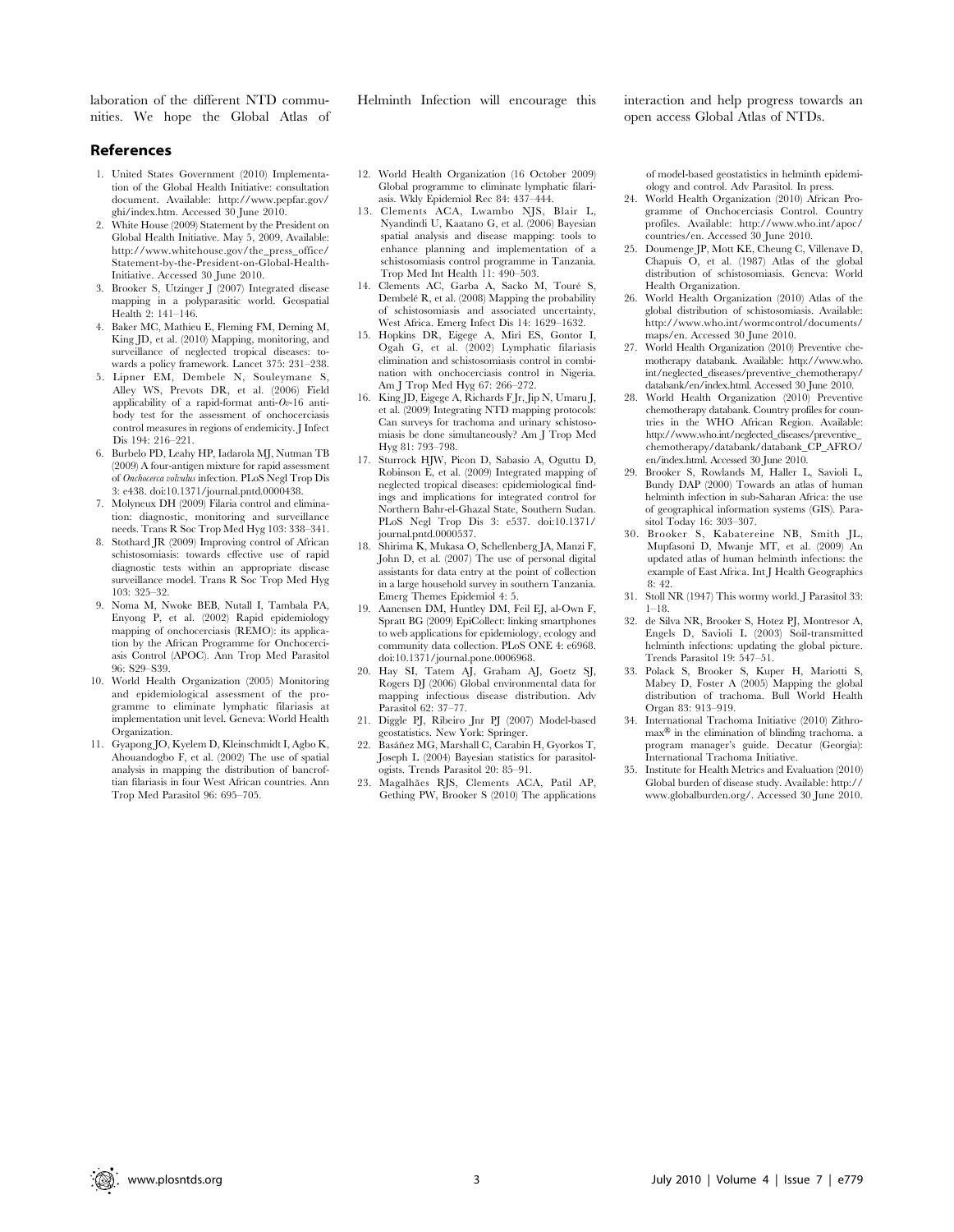laboration of the different NTD communities. We hope the Global Atlas of Helminth Infection will encourage this interaction and help progress towards an open access Global Atlas of NTDs.

## References

1. United States Government (2010) Implementation of the Global Health Initiative: consultation document. Available: http://www.pepfar.gov/ghi/index.htm. Accessed 30 June 2010.
2. White House (2009) Statement by the President on Global Health Initiative. May 5, 2009, Available: http://www.whitehouse.gov/the_press_office/Statement-by-the-President-on-Global-Health-Initiative. Accessed 30 June 2010.
3. Brooker S, Utzinger J (2007) Integrated disease mapping in a polyparasitic world. Geospatial Health 2: 141–146.
4. Baker MC, Mathieu E, Fleming FM, Deming M, King JD, et al. (2010) Mapping, monitoring, and surveillance of neglected tropical diseases: towards a policy framework. Lancet 375: 231–238.
5. Lipner EM, Dembele N, Souleymane S, Alley WS, Prevots DR, et al. (2006) Field applicability of a rapid-format anti-*Ov*-16 antibody test for the assessment of onchocerciasis control measures in regions of endemicity. J Infect Dis 194: 216–221.
6. Burbelo PD, Leahy HP, Iadarola MJ, Nutman TB (2009) A four-antigen mixture for rapid assessment of *Onchocerca volvulus* infection. PLoS Negl Trop Dis 3: e438. doi:10.1371/journal.pntd.0000438.
7. Molyneux DH (2009) Filaria control and elimination: diagnostic, monitoring and surveillance needs. Trans R Soc Trop Med Hyg 103: 338–341.
8. Stothard JR (2009) Improving control of African schistosomiasis: towards effective use of rapid diagnostic tests within an appropriate disease surveillance model. Trans R Soc Trop Med Hyg 103: 325–32.
9. Noma M, Nwoke BEB, Nutall I, Tambala PA, Enyong P, et al. (2002) Rapid epidemiology mapping of onchocerciasis (REMO): its application by the African Programme for Onchocerciasis Control (APOC). Ann Trop Med Parasitol 96: S29–S39.
10. World Health Organization (2005) Monitoring and epidemiological assessment of the programme to eliminate lymphatic filariasis at implementation unit level. Geneva: World Health Organization.
11. Gyapong JO, Kyelem D, Kleinschmidt I, Agbo K, Ahouandogbo F, et al. (2002) The use of spatial analysis in mapping the distribution of bancroftian filariasis in four West African countries. Ann Trop Med Parasitol 96: 695–705.
12. World Health Organization (16 October 2009) Global programme to eliminate lymphatic filariasis. Wkly Epidemiol Rec 84: 437–444.
13. Clements ACA, Lwambo NJS, Blair L, Nyandindi U, Kaatano G, et al. (2006) Bayesian spatial analysis and disease mapping: tools to enhance planning and implementation of a schistosomiasis control programme in Tanzania. Trop Med Int Health 11: 490–503.
14. Clements AC, Garba A, Sacko M, Touré S, Dembelé R, et al. (2008) Mapping the probability of schistosomiasis and associated uncertainty, West Africa. Emerg Infect Dis 14: 1629–1632.
15. Hopkins DR, Eigege A, Miri ES, Gontor I, Ogah G, et al. (2002) Lymphatic filariasis elimination and schistosomiasis control in combination with onchocerciasis control in Nigeria. Am J Trop Med Hyg 67: 266–272.
16. King JD, Eigege A, Richards FJr, Jip N, Umaru J, et al. (2009) Integrating NTD mapping protocols: Can surveys for trachoma and urinary schistosomiasis be done simultaneously? Am J Trop Med Hyg 81: 793–798.
17. Sturrock HJW, Picon D, Sabasio A, Oguttu D, Robinson E, et al. (2009) Integrated mapping of neglected tropical diseases: epidemiological findings and implications for integrated control for Northern Bahr-el-Ghazal State, Southern Sudan. PLoS Negl Trop Dis 3: e537. doi:10.1371/journal.pntd.0000537.
18. Shirima K, Mukasa O, Schellenberg JA, Manzi F, John D, et al. (2007) The use of personal digital assistants for data entry at the point of collection in a large household survey in southern Tanzania. Emerg Themes Epidemiol 4: 5.
19. Aanensen DM, Huntley DM, Feil EJ, al-Own F, Spratt BG (2009) EpiCollect: linking smartphones to web applications for epidemiology, ecology and community data collection. PLoS ONE 4: e6968. doi:10.1371/journal.pone.0006968.
20. Hay SI, Tatem AJ, Graham AJ, Goetz SJ, Rogers DJ (2006) Global environmental data for mapping infectious disease distribution. Adv Parasitol 62: 37–77.
21. Diggle PJ, Ribeiro Jnr PJ (2007) Model-based geostatistics. New York: Springer.
22. Basáñez MG, Marshall C, Carabin H, Gyorkos T, Joseph L (2004) Bayesian statistics for parasitologists. Trends Parasitol 20: 85–91.
23. Magalhães RJS, Clements ACA, Patil AP, Gething PW, Brooker S (2010) The applications of model-based geostatistics in helminth epidemiology and control. Adv Parasitol. In press.
24. World Health Organization (2010) African Programme of Onchocerciasis Control. Country profiles. Available: http://www.who.int/apoc/countries/en. Accessed 30 June 2010.
25. Doumenge JP, Mott KE, Cheung C, Villenave D, Chapuis O, et al. (1987) Atlas of the global distribution of schistosomiasis. Geneva: World Health Organization.
26. World Health Organization (2010) Atlas of the global distribution of schistosomiasis. Available: http://www.who.int/wormcontrol/documents/maps/en. Accessed 30 June 2010.
27. World Health Organization (2010) Preventive chemotherapy databank. Available: http://www.who.int/neglected_diseases/preventive_chemotherapy/databank/en/index.html. Accessed 30 June 2010.
28. World Health Organization (2010) Preventive chemotherapy databank. Country profiles for countries in the WHO African Region. Available: http://www.who.int/neglected_diseases/preventive_chemotherapy/databank/databank_CP_AFRO/en/index.html. Accessed 30 June 2010.
29. Brooker S, Rowlands M, Haller L, Savioli L, Bundy DAP (2000) Towards an atlas of human helminth infection in sub-Saharan Africa: the use of geographical information systems (GIS). Parasitol Today 16: 303–307.
30. Brooker S, Kabatereine NB, Smith JL, Mupfasoni D, Mwanje MT, et al. (2009) An updated atlas of human helminth infections: the example of East Africa. Int J Health Geographics 8: 42.
31. Stoll NR (1947) This wormy world. J Parasitol 33: 1–18.
32. de Silva NR, Brooker S, Hotez PJ, Montresor A, Engels D, Savioli L (2003) Soil-transmitted helminth infections: updating the global picture. Trends Parasitol 19: 547–51.
33. Polack S, Brooker S, Kuper H, Mariotti S, Mabey D, Foster A (2005) Mapping the global distribution of trachoma. Bull World Health Organ 83: 913–919.
34. International Trachoma Initiative (2010) Zithromax® in the elimination of blinding trachoma. a program manager's guide. Decatur (Georgia): International Trachoma Initiative.
35. Institute for Health Metrics and Evaluation (2010) Global burden of disease study. Available: http://www.globalburden.org/. Accessed 30 June 2010.